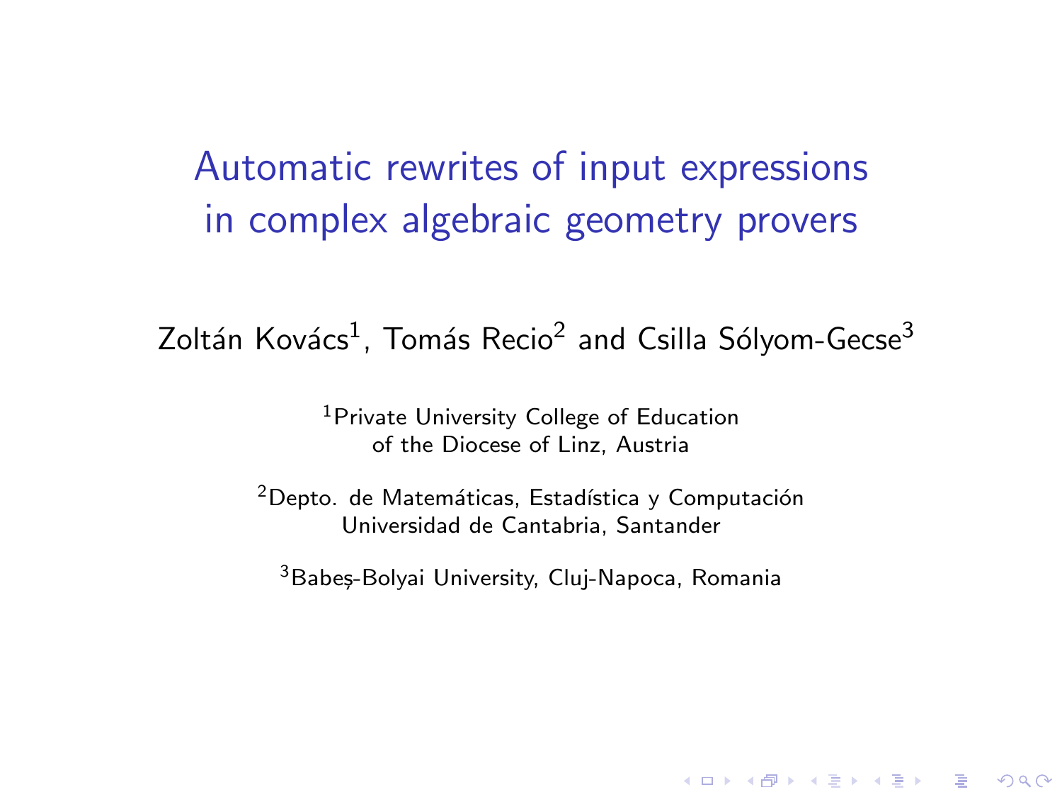# Automatic rewrites of input expressions in complex algebraic geometry provers

Zoltán Kovács[1], Tomás Recio[2] and Csilla Sólyom-Gecse[3]

[1]Private University College of Education of the Diocese of Linz, Austria

[2]Depto. de Matemáticas, Estadística y Computación Universidad de Cantabria, Santander

[3]Babeș-Bolyai University, Cluj-Napoca, Romania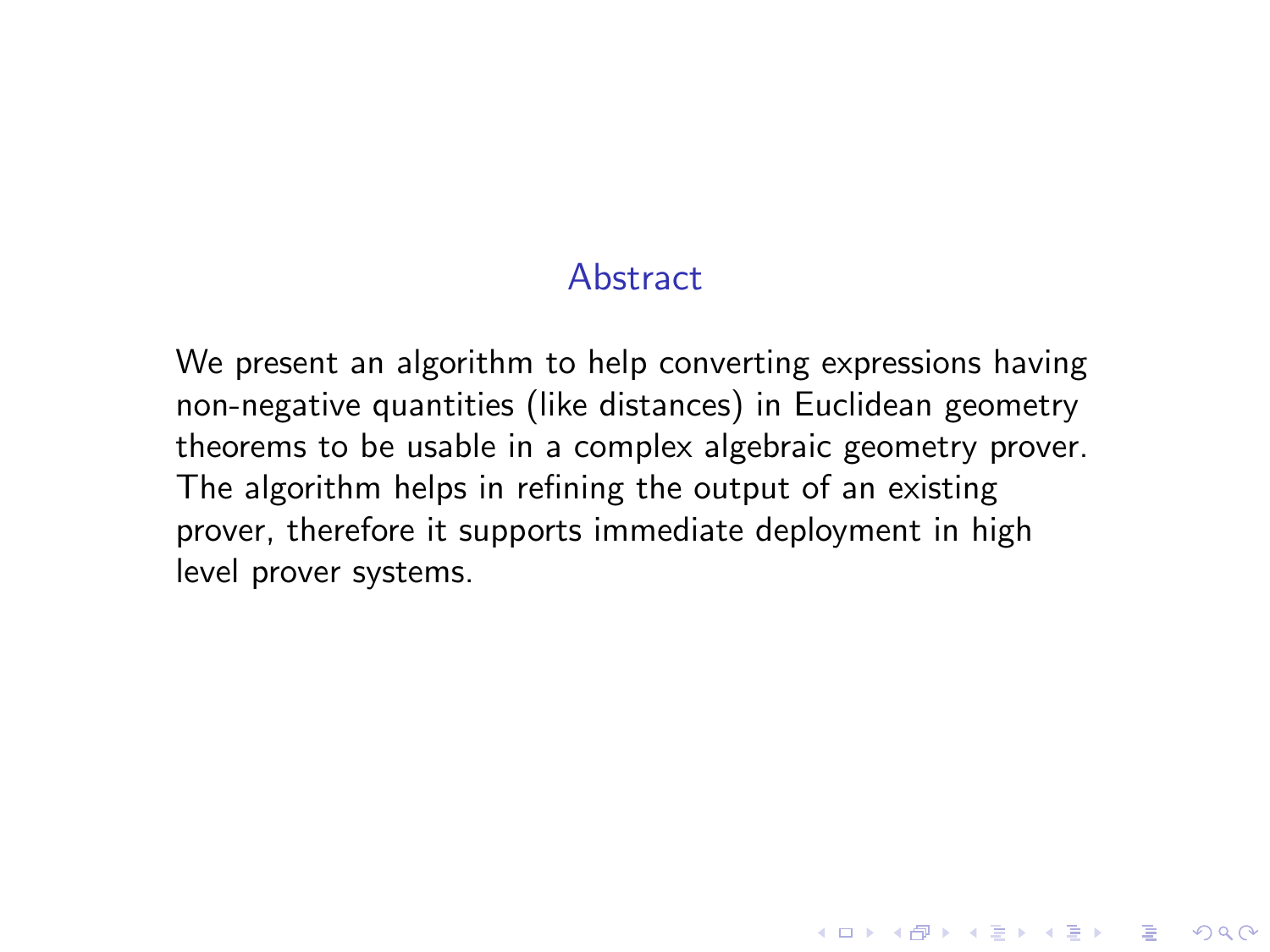## Abstract

We present an algorithm to help converting expressions having non-negative quantities (like distances) in Euclidean geometry theorems to be usable in a complex algebraic geometry prover. The algorithm helps in refining the output of an existing prover, therefore it supports immediate deployment in high level prover systems.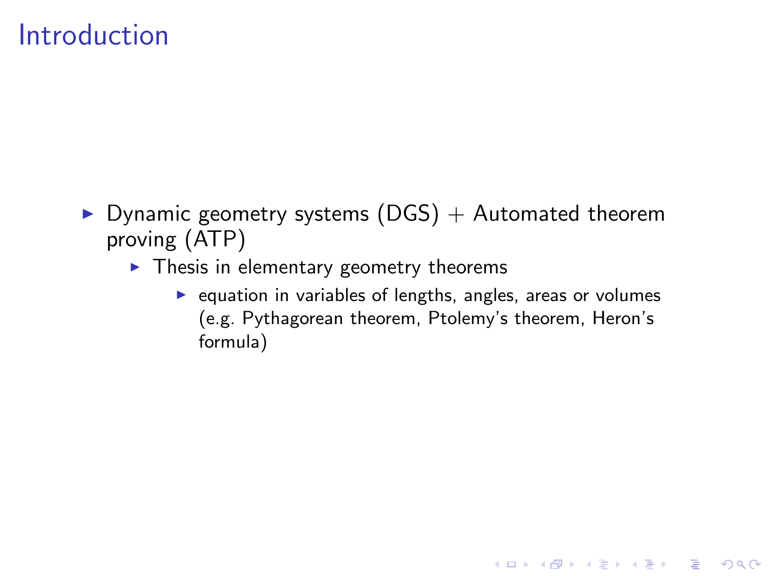# Introduction

- Dynamic geometry systems (DGS) + Automated theorem proving (ATP)
  - Thesis in elementary geometry theorems
    - equation in variables of lengths, angles, areas or volumes (e.g. Pythagorean theorem, Ptolemy's theorem, Heron's formula)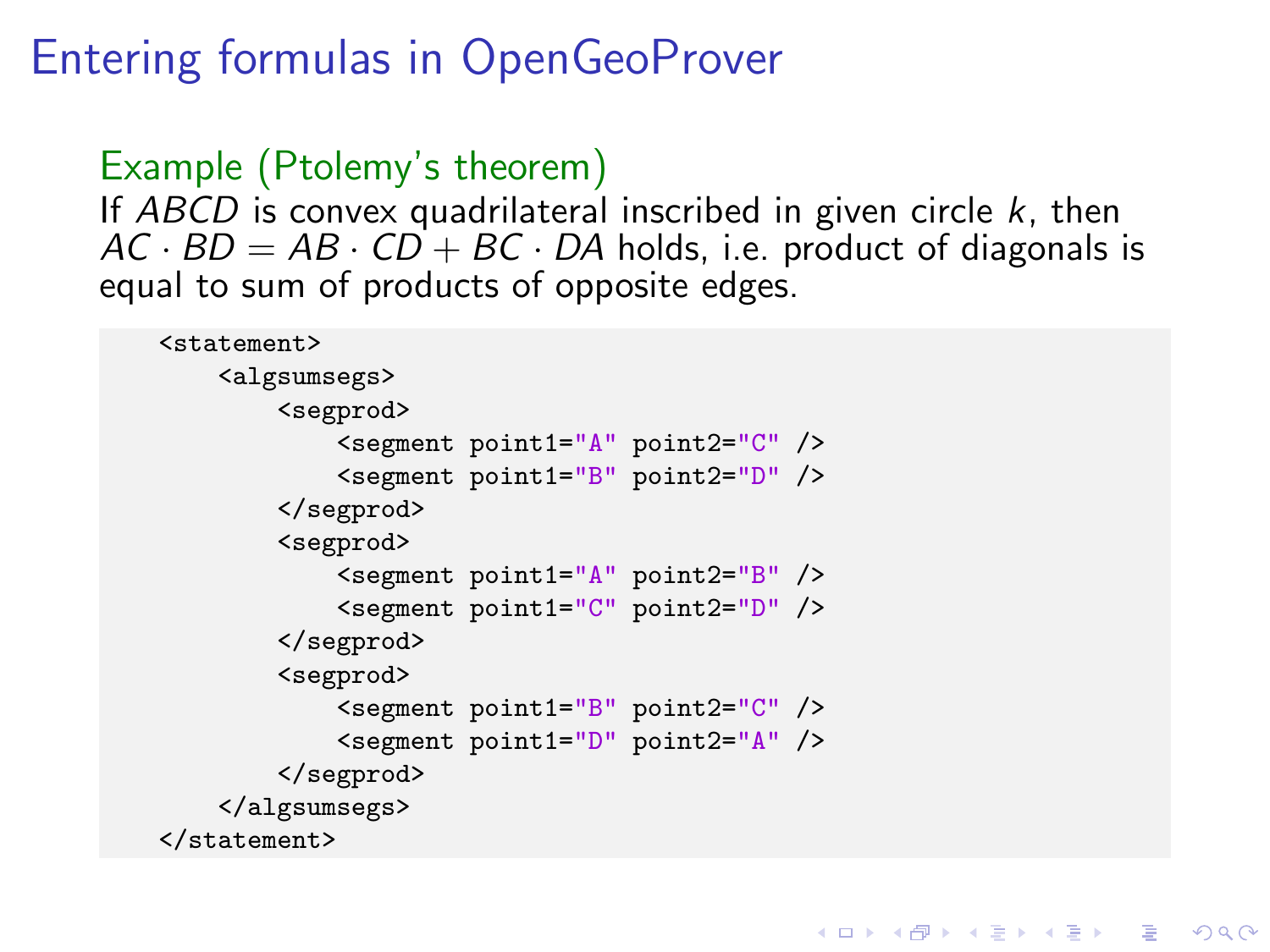# Entering formulas in OpenGeoProver

## Example (Ptolemy's theorem)

If $ABCD$ is convex quadrilateral inscribed in given circle $k$, then $AC \cdot BD = AB \cdot CD + BC \cdot DA$ holds, i.e. product of diagonals is equal to sum of products of opposite edges.

```
<statement>
    <algsumsegs>
        <segprod>
            <segment point1="A" point2="C" />
            <segment point1="B" point2="D" />
        </segprod>
        <segprod>
            <segment point1="A" point2="B" />
            <segment point1="C" point2="D" />
        </segprod>
        <segprod>
            <segment point1="B" point2="C" />
            <segment point1="D" point2="A" />
        </segprod>
    </algsumsegs>
</statement>
```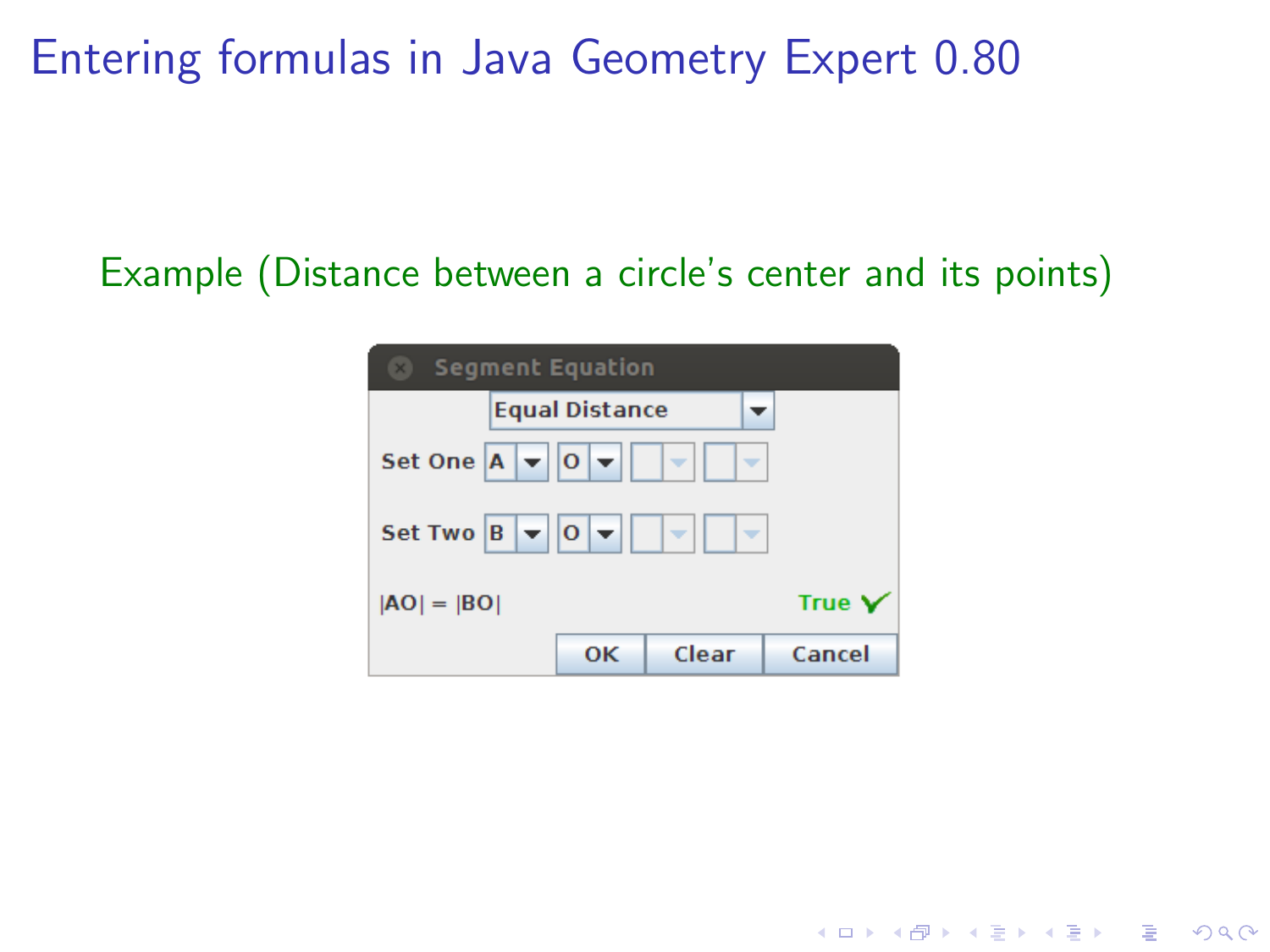# Entering formulas in Java Geometry Expert 0.80

Example (Distance between a circle's center and its points)

Segment Equation

Equal Distance

Set One A O

Set Two B O

|AO| = |BO| True ✓

OK Clear Cancel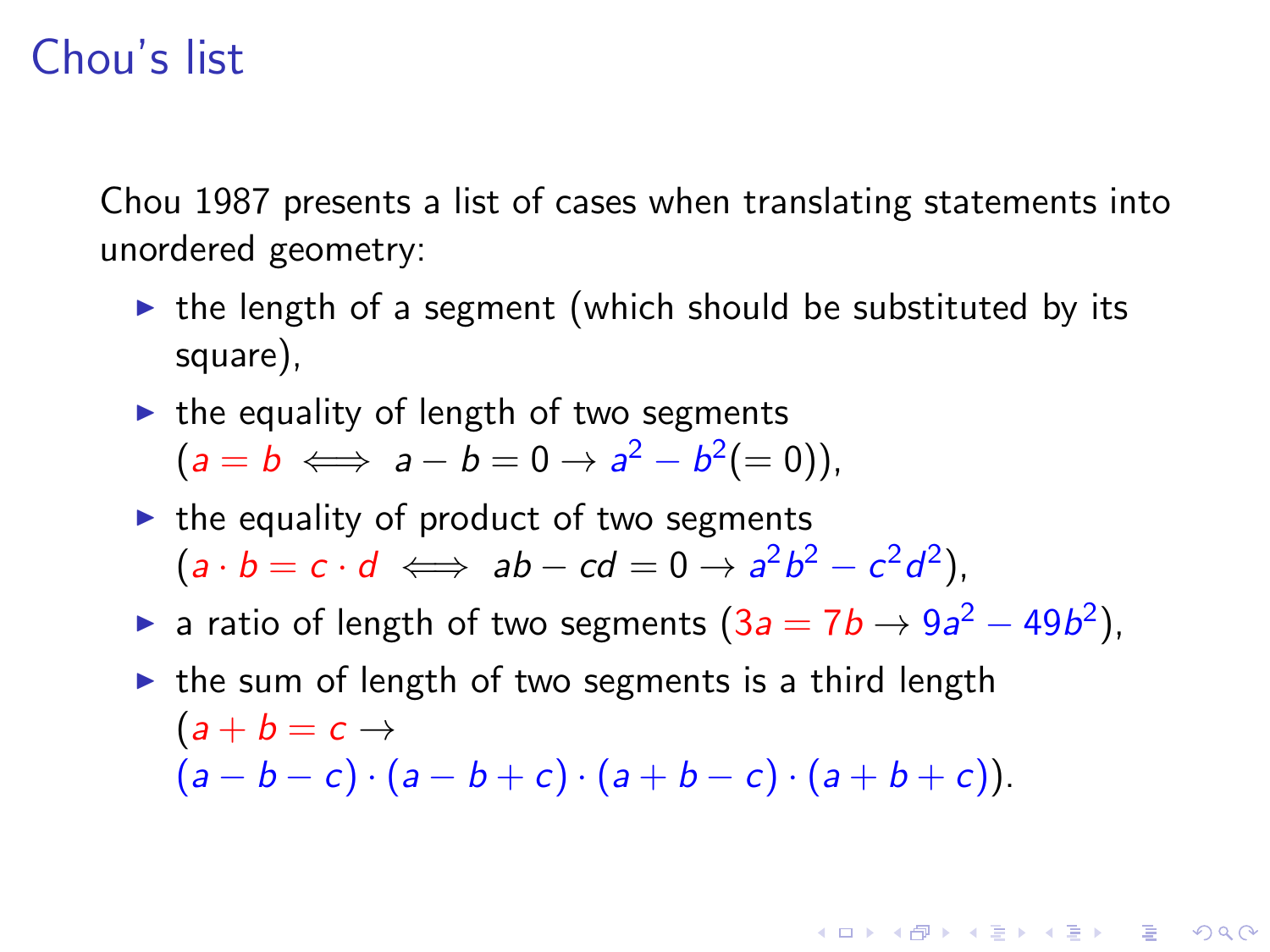# Chou's list

Chou 1987 presents a list of cases when translating statements into unordered geometry:

- the length of a segment (which should be substituted by its square),
- the equality of length of two segments ($a = b \iff a - b = 0 \to a^2 - b^2 (= 0)$),
- the equality of product of two segments ($a \cdot b = c \cdot d \iff ab - cd = 0 \to a^2 b^2 - c^2 d^2$),
- a ratio of length of two segments ($3a = 7b \to 9a^2 - 49b^2$),
- the sum of length of two segments is a third length ($a + b = c \to$ $(a - b - c) \cdot (a - b + c) \cdot (a + b - c) \cdot (a + b + c)$).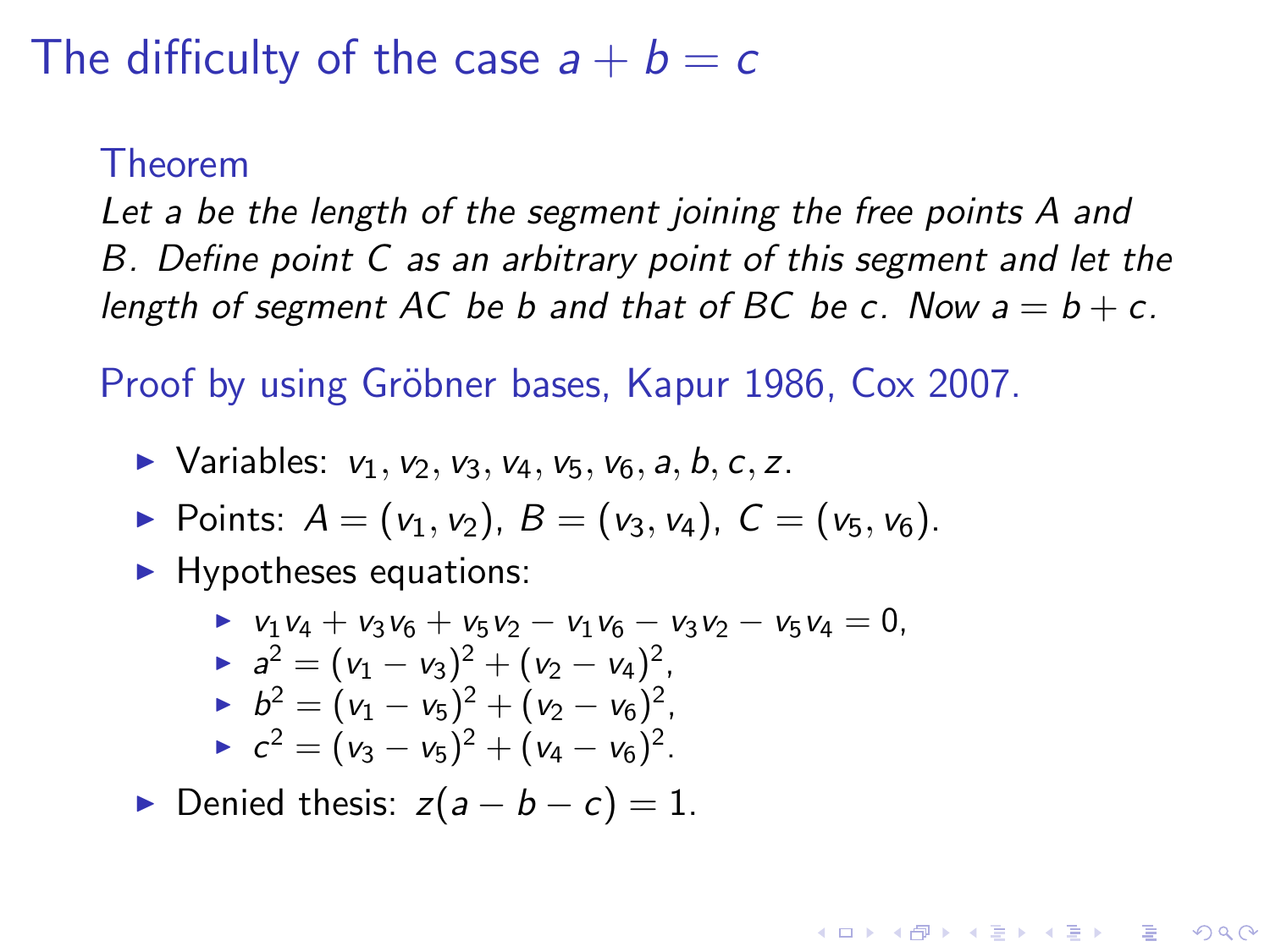# The difficulty of the case $a + b = c$

**Theorem**

*Let $a$ be the length of the segment joining the free points $A$ and $B$. Define point $C$ as an arbitrary point of this segment and let the length of segment $AC$ be $b$ and that of $BC$ be $c$. Now $a = b + c$.*

**Proof by using Gröbner bases, Kapur 1986, Cox 2007.**

- Variables: $v_1, v_2, v_3, v_4, v_5, v_6, a, b, c, z$.
- Points: $A = (v_1, v_2)$, $B = (v_3, v_4)$, $C = (v_5, v_6)$.
- Hypotheses equations:
  - $v_1 v_4 + v_3 v_6 + v_5 v_2 - v_1 v_6 - v_3 v_2 - v_5 v_4 = 0$,
  - $a^2 = (v_1 - v_3)^2 + (v_2 - v_4)^2$,
  - $b^2 = (v_1 - v_5)^2 + (v_2 - v_6)^2$,
  - $c^2 = (v_3 - v_5)^2 + (v_4 - v_6)^2$.
- Denied thesis: $z(a - b - c) = 1$.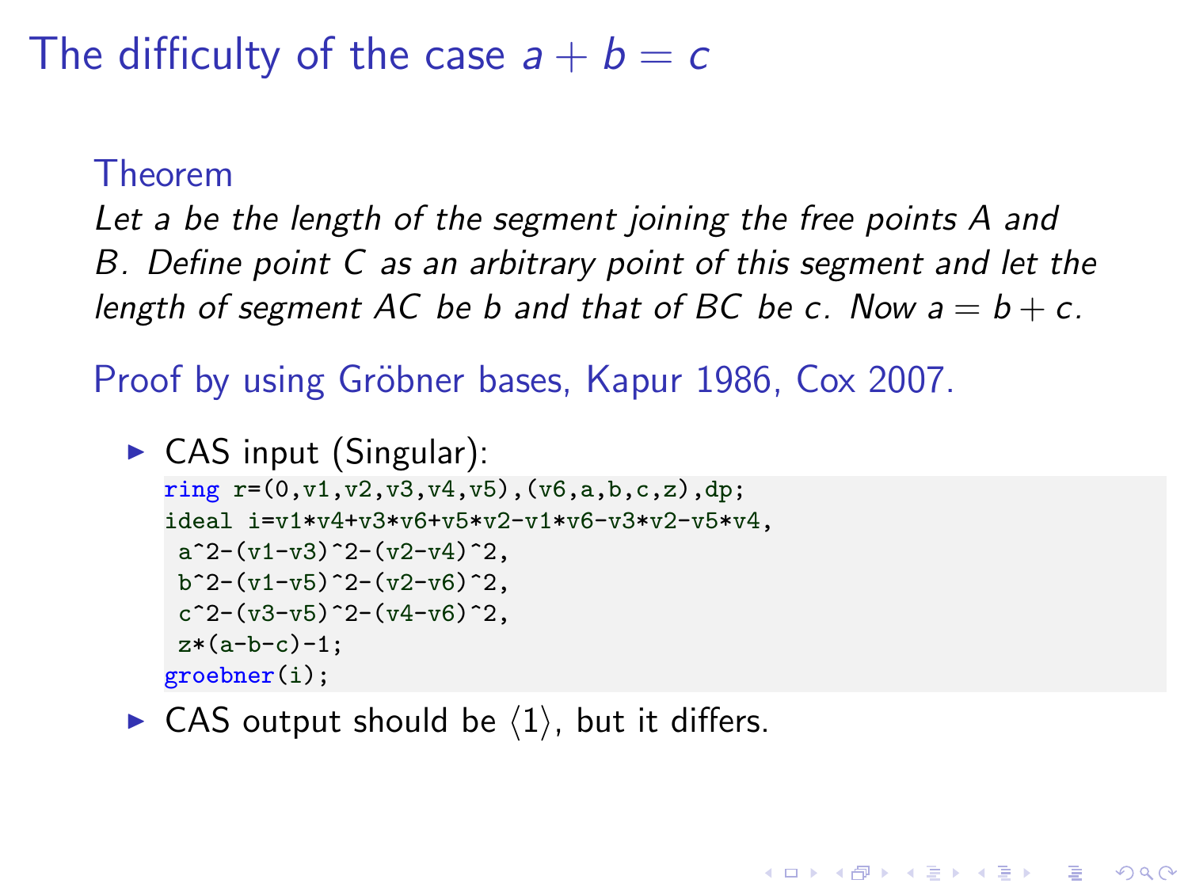# The difficulty of the case $a + b = c$

**Theorem**

*Let $a$ be the length of the segment joining the free points $A$ and $B$. Define point $C$ as an arbitrary point of this segment and let the length of segment $AC$ be $b$ and that of $BC$ be $c$. Now $a = b + c$.*

**Proof by using Gröbner bases, Kapur 1986, Cox 2007.**

- CAS input (Singular):

```
ring r=(0,v1,v2,v3,v4,v5),(v6,a,b,c,z),dp;
ideal i=v1*v4+v3*v6+v5*v2-v1*v6-v3*v2-v5*v4,
 a^2-(v1-v3)^2-(v2-v4)^2,
 b^2-(v1-v5)^2-(v2-v6)^2,
 c^2-(v3-v5)^2-(v4-v6)^2,
 z*(a-b-c)-1;
groebner(i);
```

- CAS output should be $\langle 1 \rangle$, but it differs.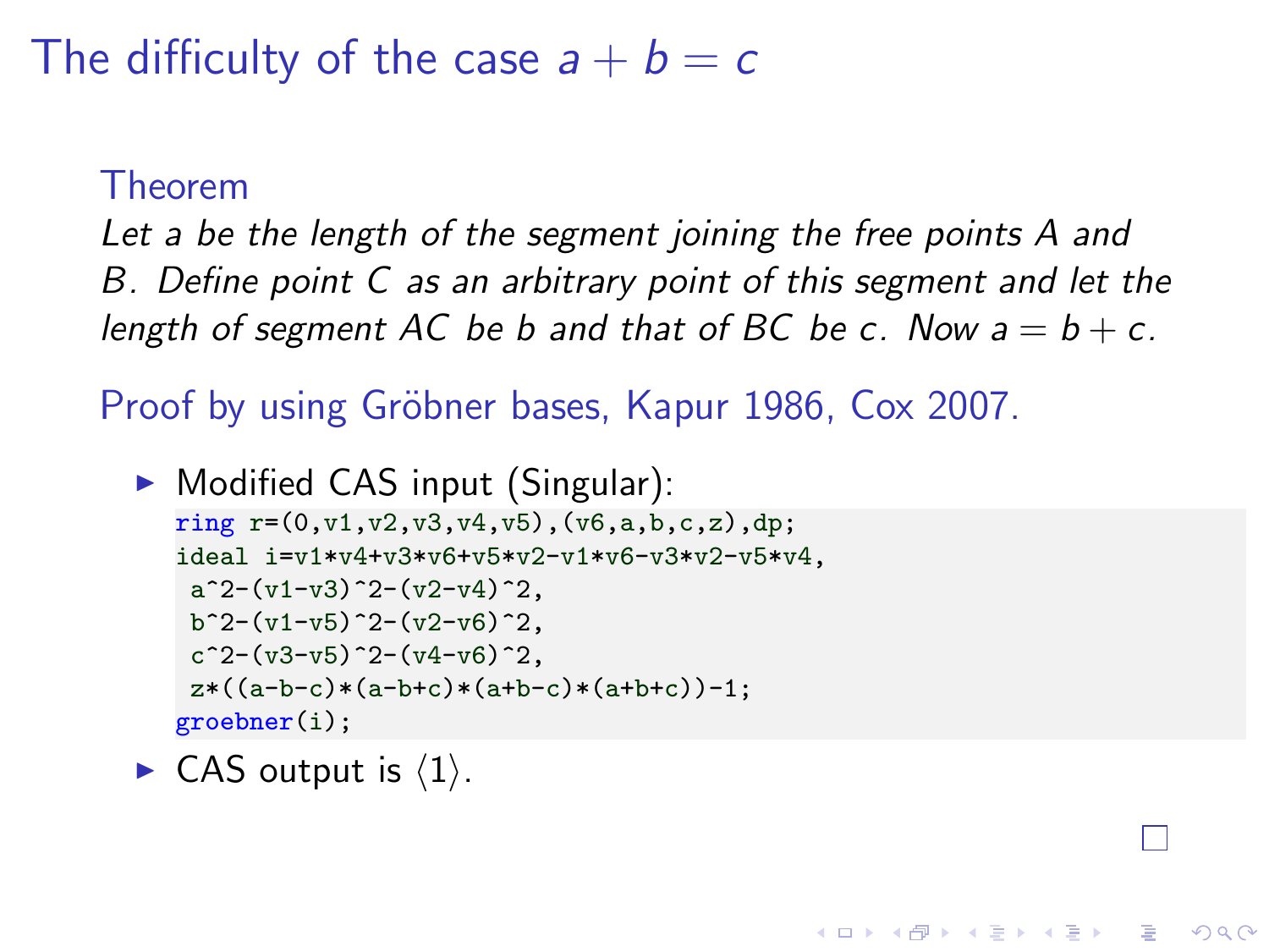# The difficulty of the case $a + b = c$

### Theorem

*Let $a$ be the length of the segment joining the free points $A$ and $B$. Define point $C$ as an arbitrary point of this segment and let the length of segment $AC$ be $b$ and that of $BC$ be $c$. Now $a = b + c$.*

### Proof by using Gröbner bases, Kapur 1986, Cox 2007.

- Modified CAS input (Singular):

```
ring r=(0,v1,v2,v3,v4,v5),(v6,a,b,c,z),dp;
ideal i=v1*v4+v3*v6+v5*v2-v1*v6-v3*v2-v5*v4,
 a^2-(v1-v3)^2-(v2-v4)^2,
 b^2-(v1-v5)^2-(v2-v6)^2,
 c^2-(v3-v5)^2-(v4-v6)^2,
 z*((a-b-c)*(a-b+c)*(a+b-c)*(a+b+c))-1;
groebner(i);
```

- CAS output is $\langle 1 \rangle$.

□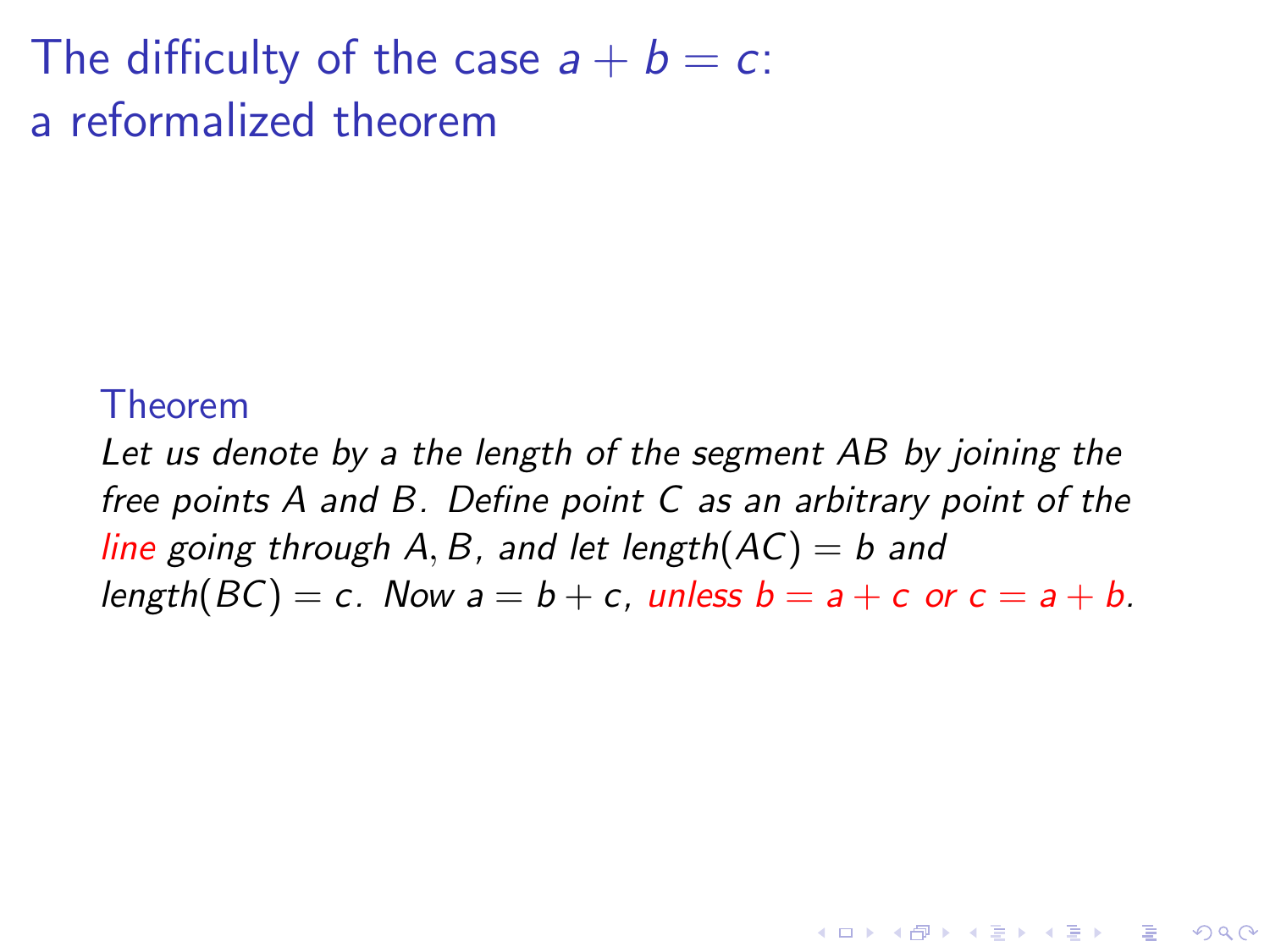# The difficulty of the case $a + b = c$: a reformalized theorem

**Theorem**

*Let us denote by $a$ the length of the segment $AB$ by joining the free points $A$ and $B$. Define point $C$ as an arbitrary point of the line going through $A, B$, and let length$(AC) = b$ and length$(BC) = c$. Now $a = b + c$, unless $b = a + c$ or $c = a + b$.*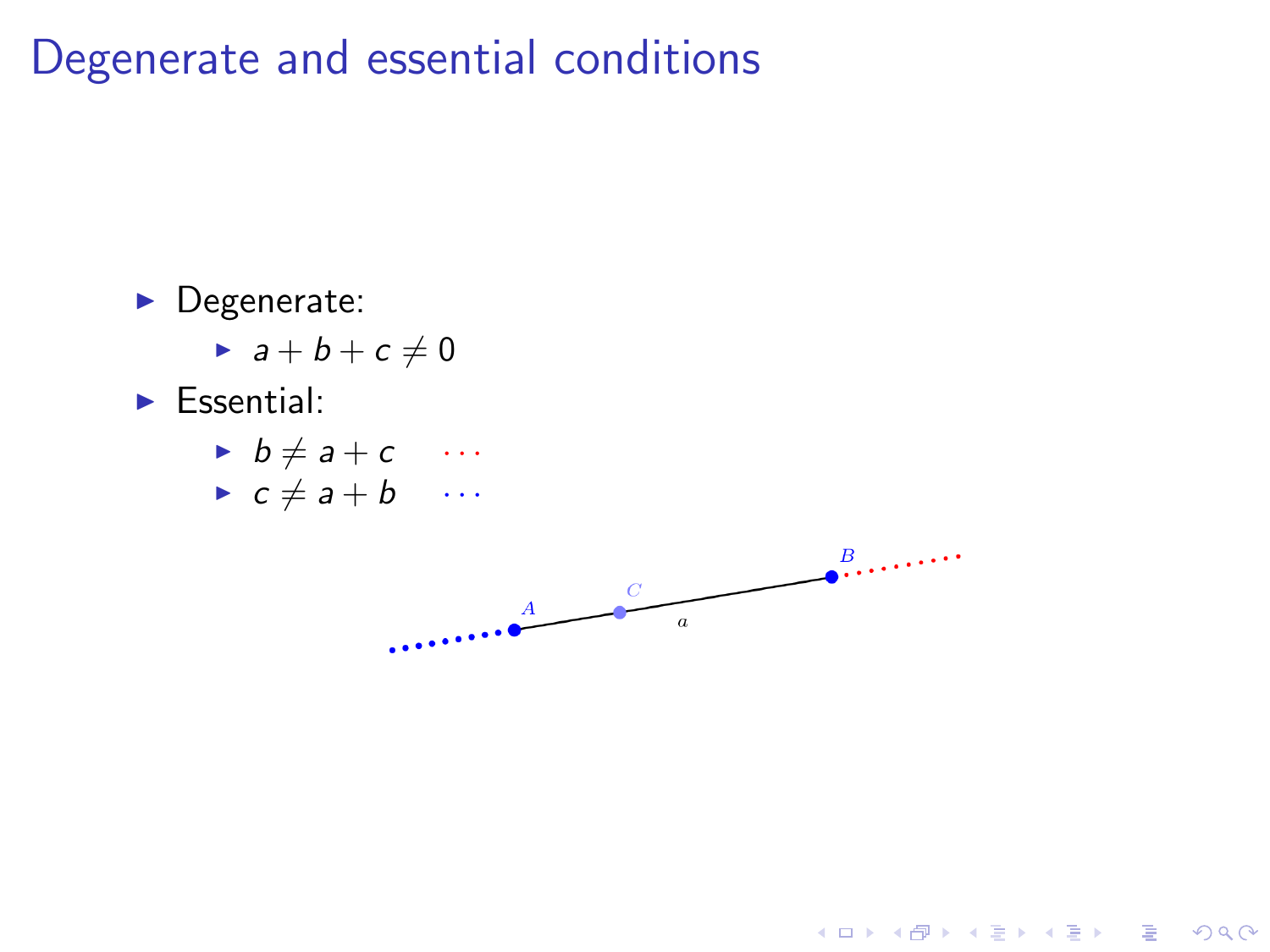# Degenerate and essential conditions

- Degenerate:
  - $a + b + c \neq 0$
- Essential:
  - $b \neq a + c$ $\cdots$
  - $c \neq a + b$ $\cdots$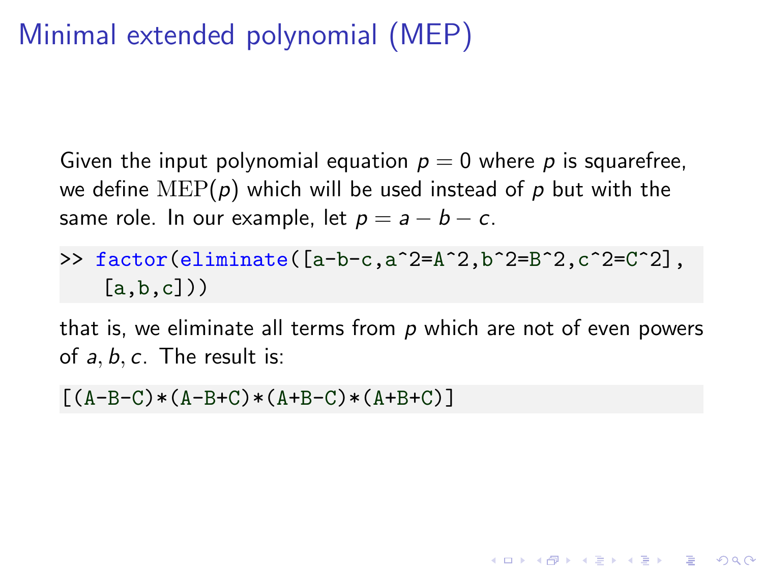# Minimal extended polynomial (MEP)

Given the input polynomial equation $p = 0$ where $p$ is squarefree, we define $\mathrm{MEP}(p)$ which will be used instead of $p$ but with the same role. In our example, let $p = a - b - c$.

```
>> factor(eliminate([a-b-c,a^2=A^2,b^2=B^2,c^2=C^2],
   [a,b,c]))
```

that is, we eliminate all terms from $p$ which are not of even powers of $a, b, c$. The result is:

```
[(A-B-C)*(A-B+C)*(A+B-C)*(A+B+C)]
```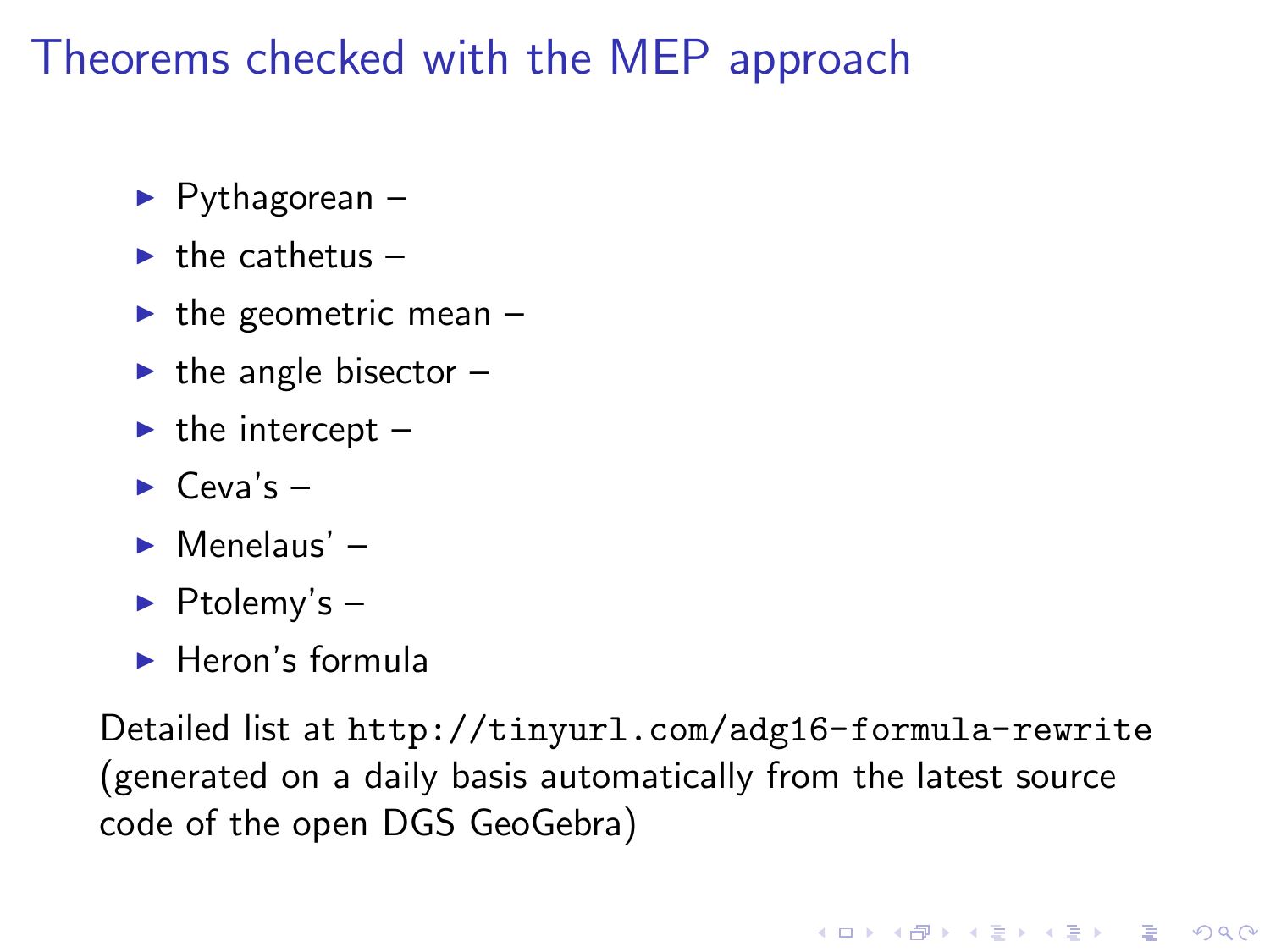# Theorems checked with the MEP approach

- Pythagorean –
- the cathetus –
- the geometric mean –
- the angle bisector –
- the intercept –
- Ceva's –
- Menelaus' –
- Ptolemy's –
- Heron's formula

Detailed list at `http://tinyurl.com/adg16-formula-rewrite` (generated on a daily basis automatically from the latest source code of the open DGS GeoGebra)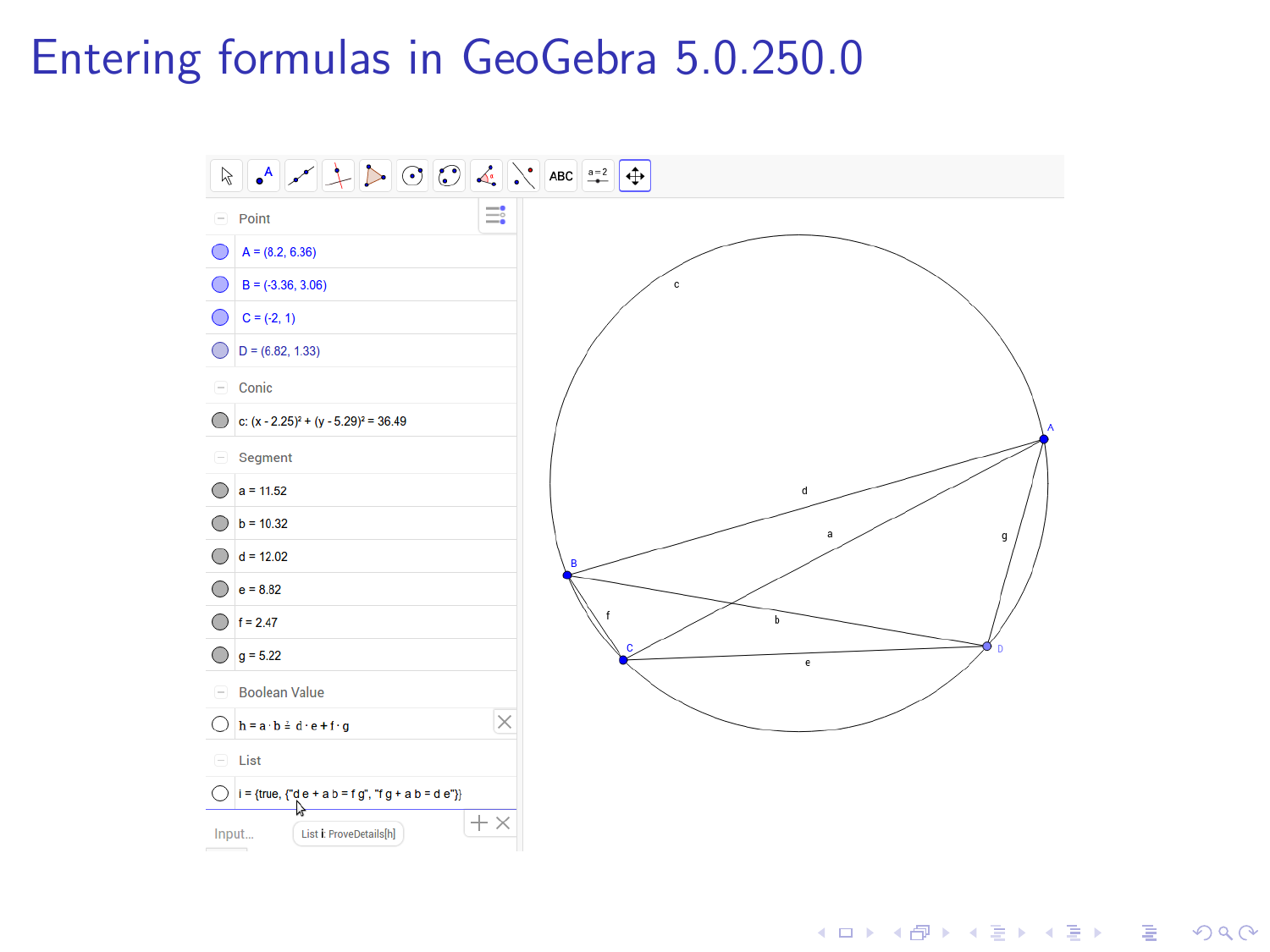# Entering formulas in GeoGebra 5.0.250.0

Point

A = (8.2, 6.36)

B = (-3.36, 3.06)

C = (-2, 1)

D = (6.82, 1.33)

Conic

c: $(x - 2.25)^2 + (y - 5.29)^2 = 36.49$

Segment

a = 11.52

b = 10.32

d = 12.02

e = 8.82

f = 2.47

g = 5.22

Boolean Value

h = a · b ≟ d · e + f · g

List

i = {true, {"d e + a b = f g", "f g + a b = d e"}}

Input...

List i: ProveDetails[h]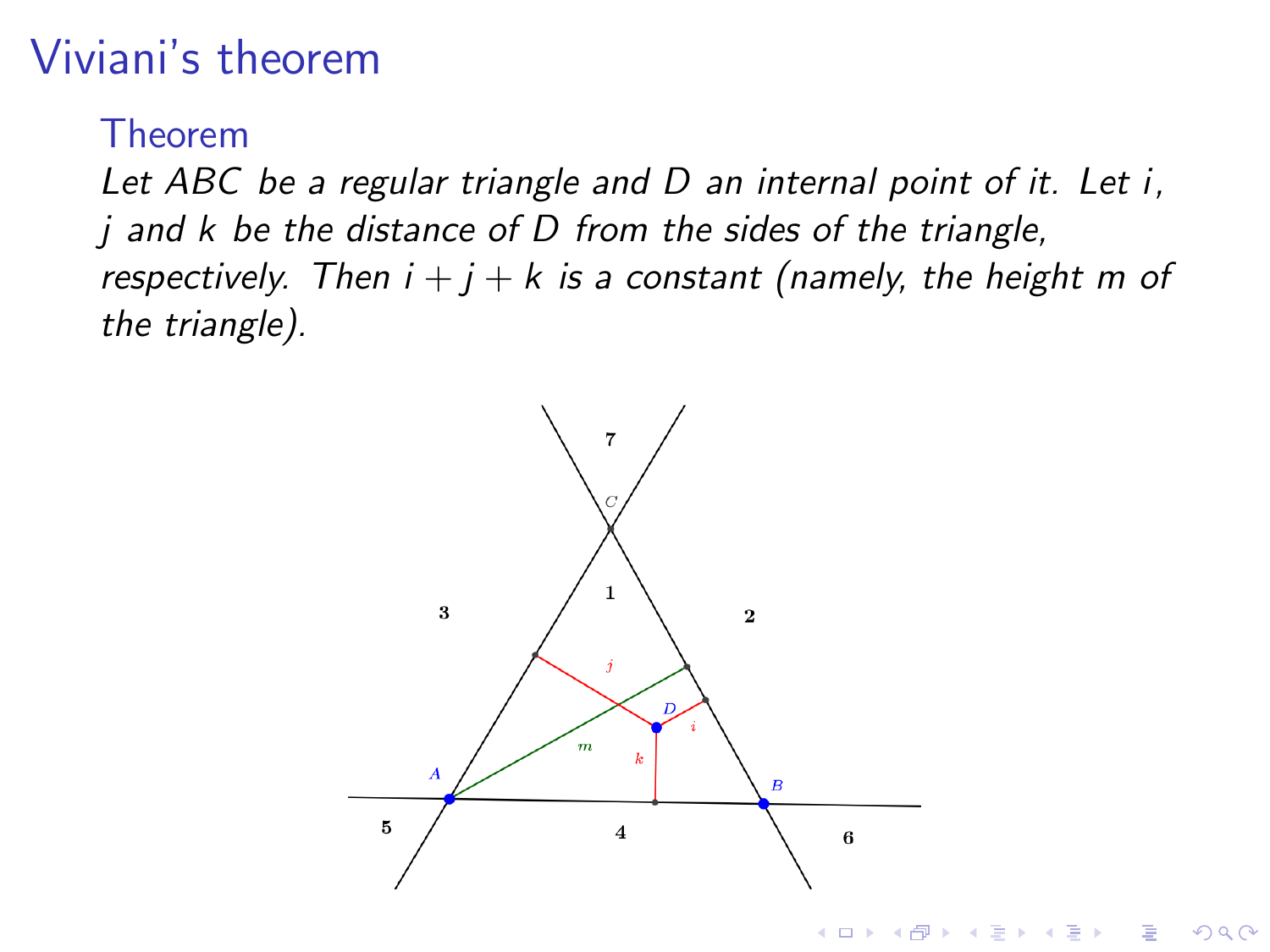# Viviani's theorem

### Theorem

*Let $ABC$ be a regular triangle and $D$ an internal point of it. Let $i$, $j$ and $k$ be the distance of $D$ from the sides of the triangle, respectively. Then $i + j + k$ is a constant (namely, the height $m$ of the triangle).*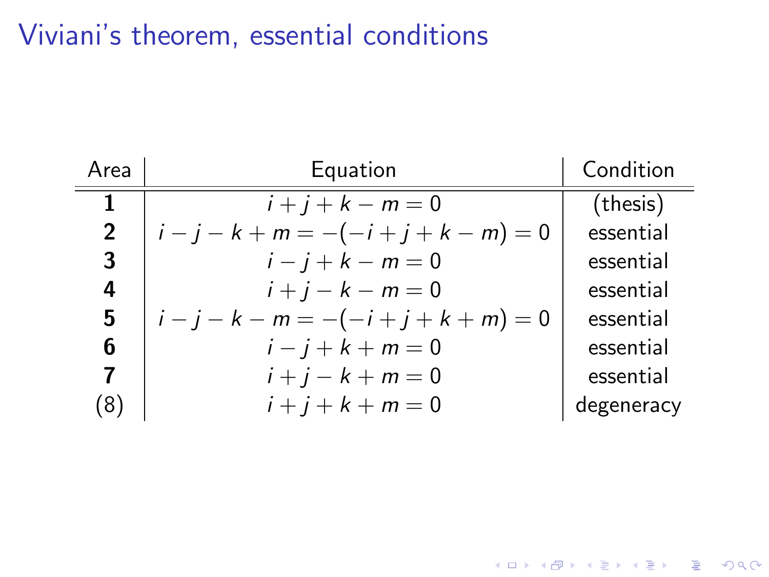# Viviani's theorem, essential conditions

| Area | Equation | Condition |
|---|---|---|
| **1** | $i + j + k - m = 0$ | (thesis) |
| **2** | $i - j - k + m = -(-i + j + k - m) = 0$ | essential |
| **3** | $i - j + k - m = 0$ | essential |
| **4** | $i + j - k - m = 0$ | essential |
| **5** | $i - j - k - m = -(-i + j + k + m) = 0$ | essential |
| **6** | $i - j + k + m = 0$ | essential |
| **7** | $i + j - k + m = 0$ | essential |
| (8) | $i + j + k + m = 0$ | degeneracy |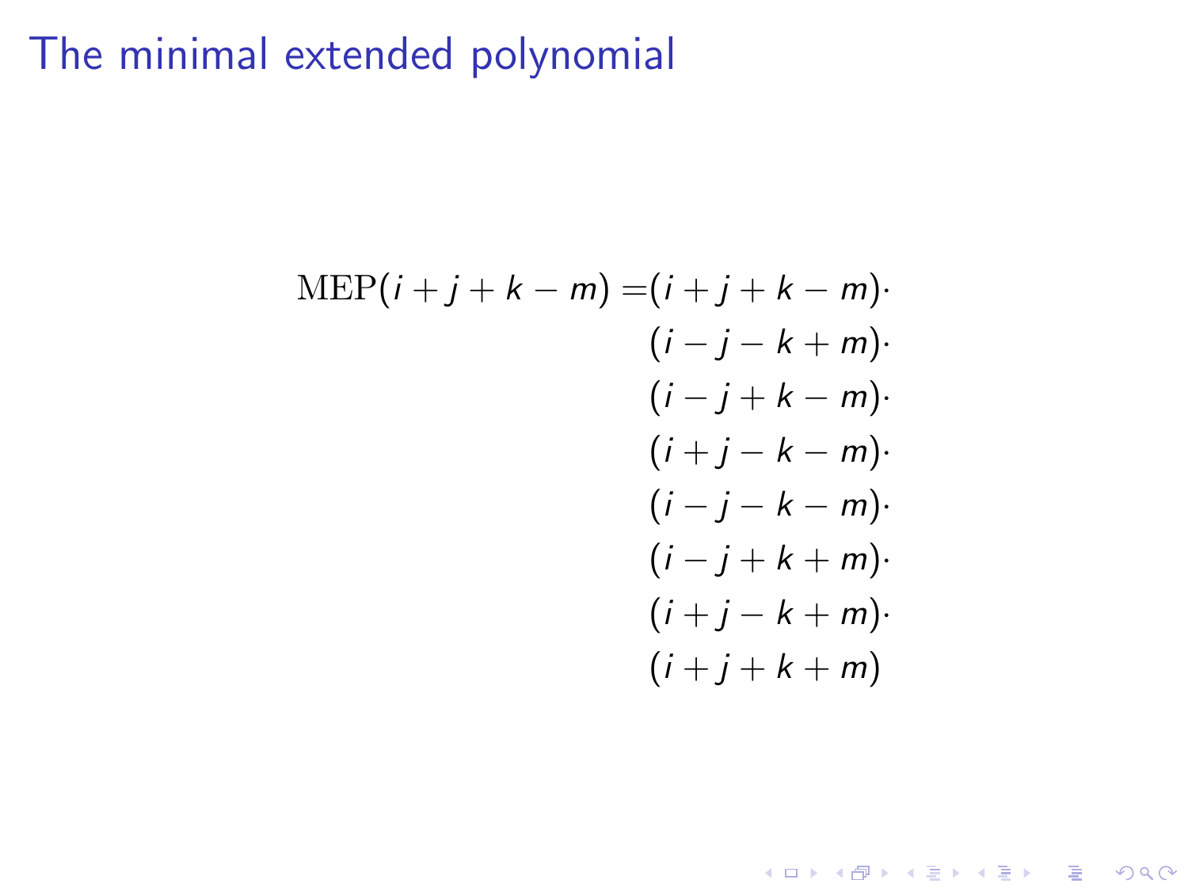# The minimal extended polynomial

$$
\begin{aligned}
\mathrm{MEP}(i + j + k - m) = &(i + j + k - m) \cdot \\
&(i - j - k + m) \cdot \\
&(i - j + k - m) \cdot \\
&(i + j - k - m) \cdot \\
&(i - j - k - m) \cdot \\
&(i - j + k + m) \cdot \\
&(i + j - k + m) \cdot \\
&(i + j + k + m)
\end{aligned}
$$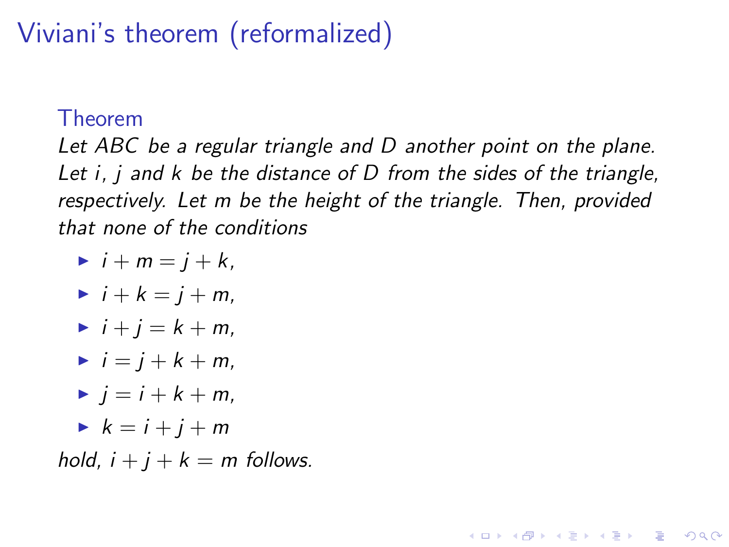# Viviani's theorem (reformalized)

### Theorem

*Let $ABC$ be a regular triangle and $D$ another point on the plane. Let $i$, $j$ and $k$ be the distance of $D$ from the sides of the triangle, respectively. Let $m$ be the height of the triangle. Then, provided that none of the conditions*

- $i + m = j + k$,
- $i + k = j + m$,
- $i + j = k + m$,
- $i = j + k + m$,
- $j = i + k + m$,
- $k = i + j + m$

*hold, $i + j + k = m$ follows.*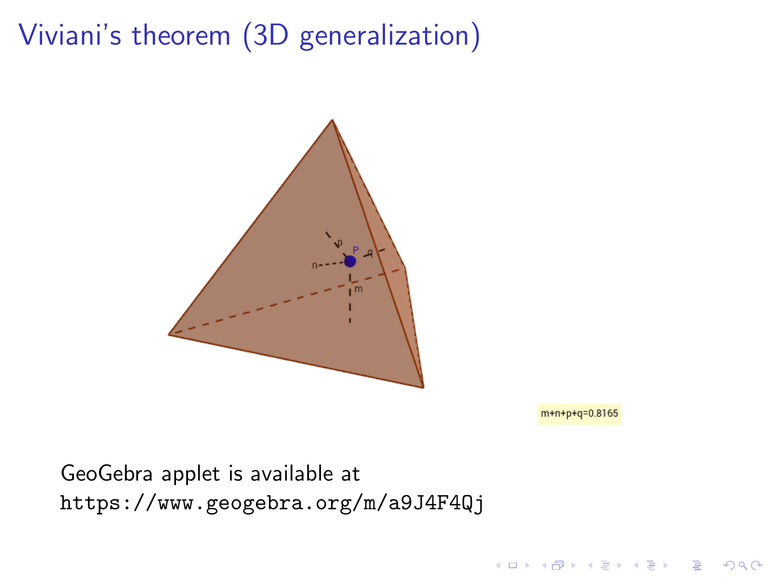# Viviani's theorem (3D generalization)

m+n+p+q=0.8165

GeoGebra applet is available at
https://www.geogebra.org/m/a9J4F4Qj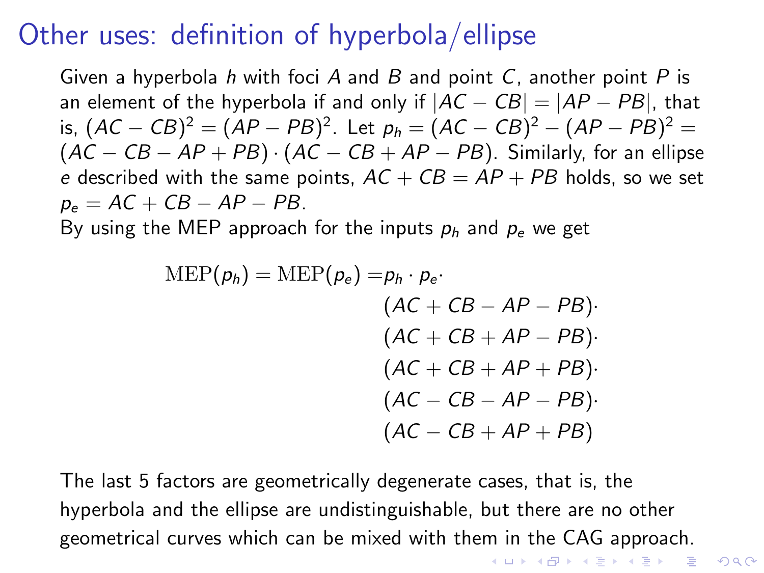# Other uses: definition of hyperbola/ellipse

Given a hyperbola $h$ with foci $A$ and $B$ and point $C$, another point $P$ is an element of the hyperbola if and only if $|AC - CB| = |AP - PB|$, that is, $(AC - CB)^2 = (AP - PB)^2$. Let $p_h = (AC - CB)^2 - (AP - PB)^2 = (AC - CB - AP + PB) \cdot (AC - CB + AP - PB)$. Similarly, for an ellipse $e$ described with the same points, $AC + CB = AP + PB$ holds, so we set $p_e = AC + CB - AP - PB$.

By using the MEP approach for the inputs $p_h$ and $p_e$ we get

$$
\begin{aligned}
\mathrm{MEP}(p_h) = \mathrm{MEP}(p_e) = & \, p_h \cdot p_e \cdot \\
& (AC + CB - AP - PB) \cdot \\
& (AC + CB + AP - PB) \cdot \\
& (AC + CB + AP + PB) \cdot \\
& (AC - CB - AP - PB) \cdot \\
& (AC - CB + AP + PB)
\end{aligned}
$$

The last 5 factors are geometrically degenerate cases, that is, the hyperbola and the ellipse are undistinguishable, but there are no other geometrical curves which can be mixed with them in the CAG approach.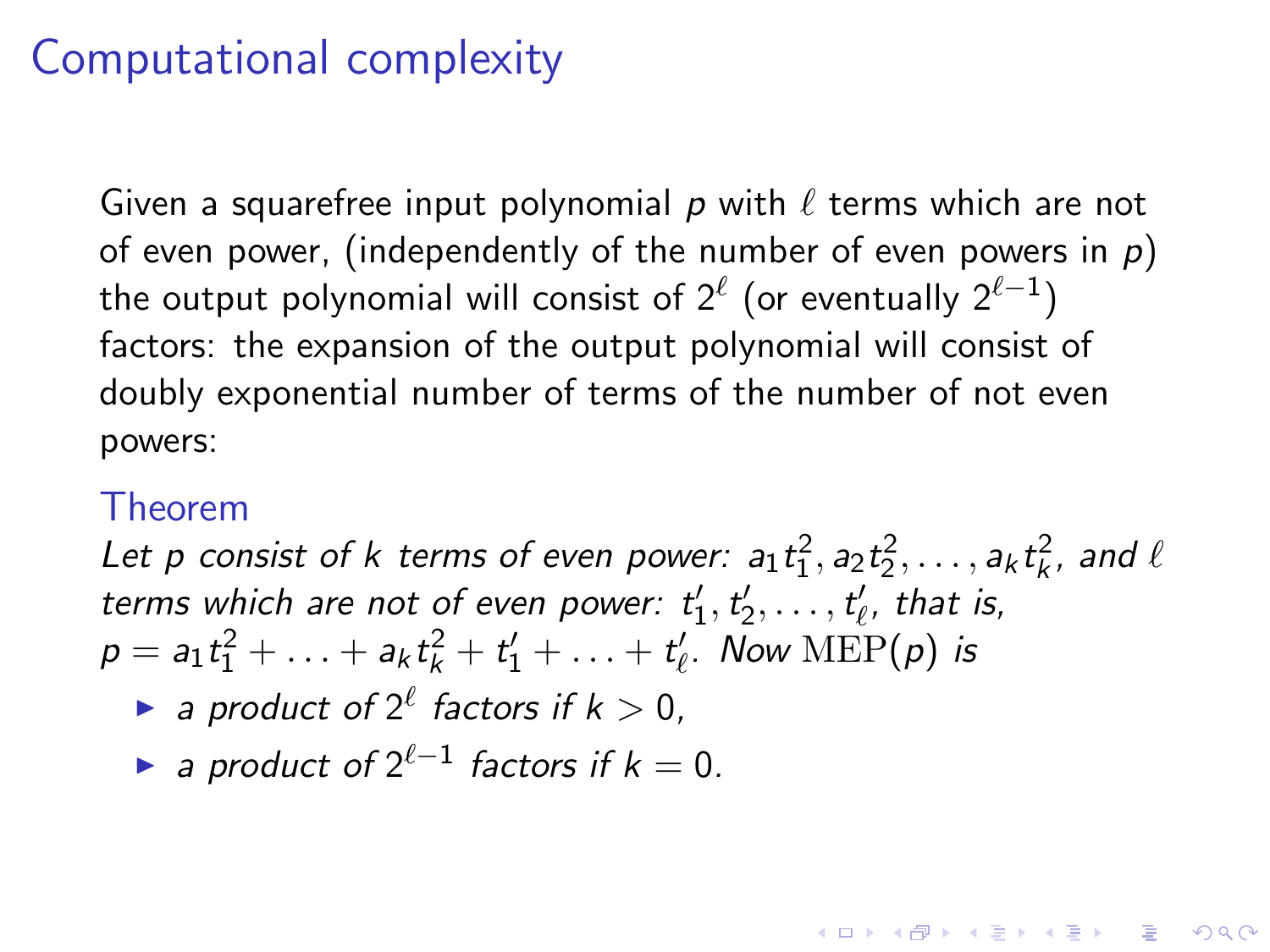# Computational complexity

Given a squarefree input polynomial $p$ with $\ell$ terms which are not of even power, (independently of the number of even powers in $p$) the output polynomial will consist of $2^\ell$ (or eventually $2^{\ell-1}$) factors: the expansion of the output polynomial will consist of doubly exponential number of terms of the number of not even powers:

### Theorem

*Let $p$ consist of $k$ terms of even power: $a_1 t_1^2, a_2 t_2^2, \ldots, a_k t_k^2$, and $\ell$ terms which are not of even power: $t'_1, t'_2, \ldots, t'_\ell$, that is, $p = a_1 t_1^2 + \ldots + a_k t_k^2 + t'_1 + \ldots + t'_\ell$. Now $\mathrm{MEP}(p)$ is*

- *a product of $2^\ell$ factors if $k > 0$,*
- *a product of $2^{\ell-1}$ factors if $k = 0$.*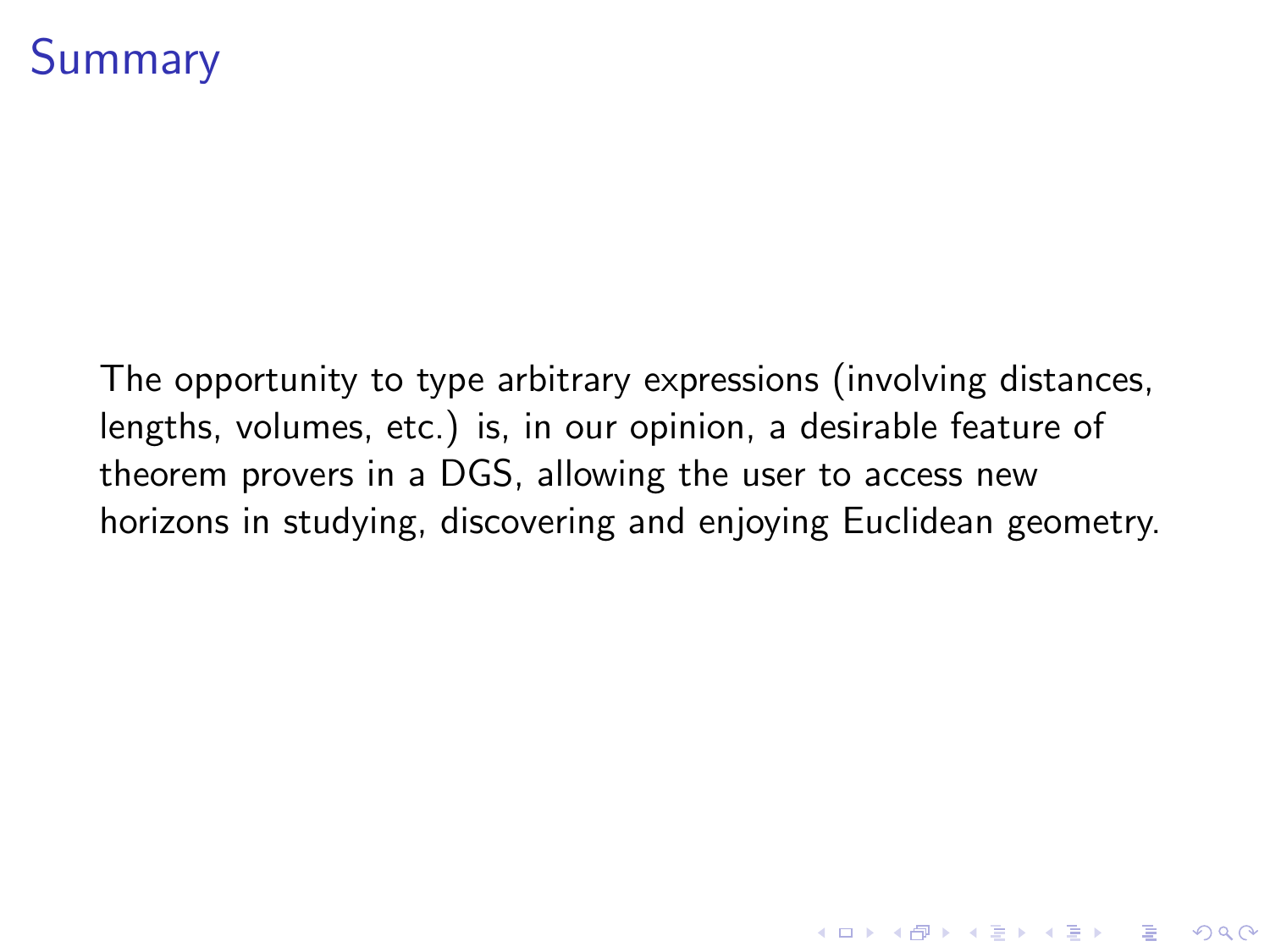# Summary

The opportunity to type arbitrary expressions (involving distances, lengths, volumes, etc.) is, in our opinion, a desirable feature of theorem provers in a DGS, allowing the user to access new horizons in studying, discovering and enjoying Euclidean geometry.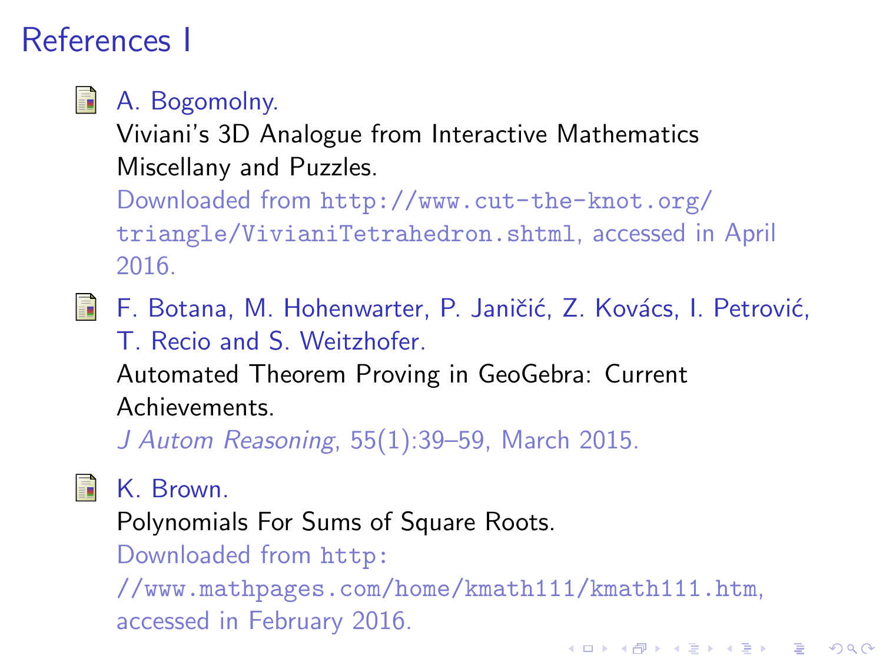# References I

- A. Bogomolny.
  Viviani's 3D Analogue from Interactive Mathematics Miscellany and Puzzles.
  Downloaded from http://www.cut-the-knot.org/triangle/VivianiTetrahedron.shtml, accessed in April 2016.

- F. Botana, M. Hohenwarter, P. Janičić, Z. Kovács, I. Petrović, T. Recio and S. Weitzhofer.
  Automated Theorem Proving in GeoGebra: Current Achievements.
  *J Autom Reasoning*, 55(1):39–59, March 2015.

- K. Brown.
  Polynomials For Sums of Square Roots.
  Downloaded from http://www.mathpages.com/home/kmath111/kmath111.htm, accessed in February 2016.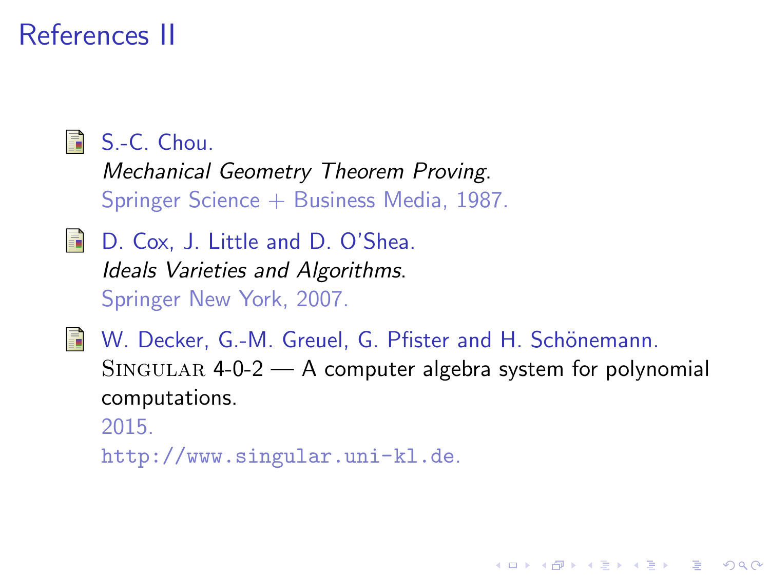# References II

- S.-C. Chou.
  *Mechanical Geometry Theorem Proving*.
  Springer Science + Business Media, 1987.

- D. Cox, J. Little and D. O'Shea.
  *Ideals Varieties and Algorithms*.
  Springer New York, 2007.

- W. Decker, G.-M. Greuel, G. Pfister and H. Schönemann.
  SINGULAR 4-0-2 — A computer algebra system for polynomial computations.
  2015.
  http://www.singular.uni-kl.de.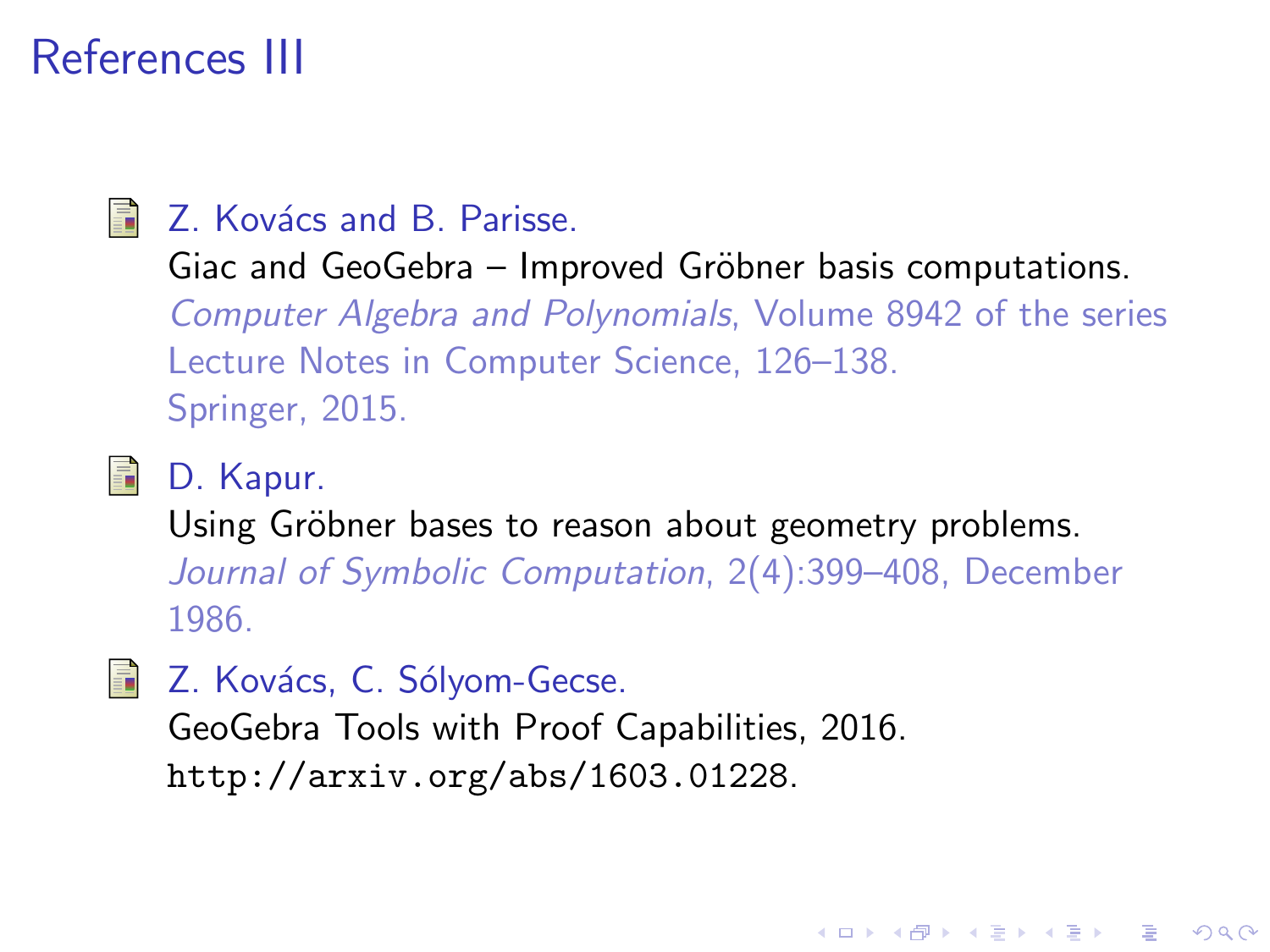# References III

- Z. Kovács and B. Parisse.
  Giac and GeoGebra – Improved Gröbner basis computations.
  *Computer Algebra and Polynomials*, Volume 8942 of the series Lecture Notes in Computer Science, 126–138.
  Springer, 2015.

- D. Kapur.
  Using Gröbner bases to reason about geometry problems.
  *Journal of Symbolic Computation*, 2(4):399–408, December 1986.

- Z. Kovács, C. Sólyom-Gecse.
  GeoGebra Tools with Proof Capabilities, 2016.
  http://arxiv.org/abs/1603.01228.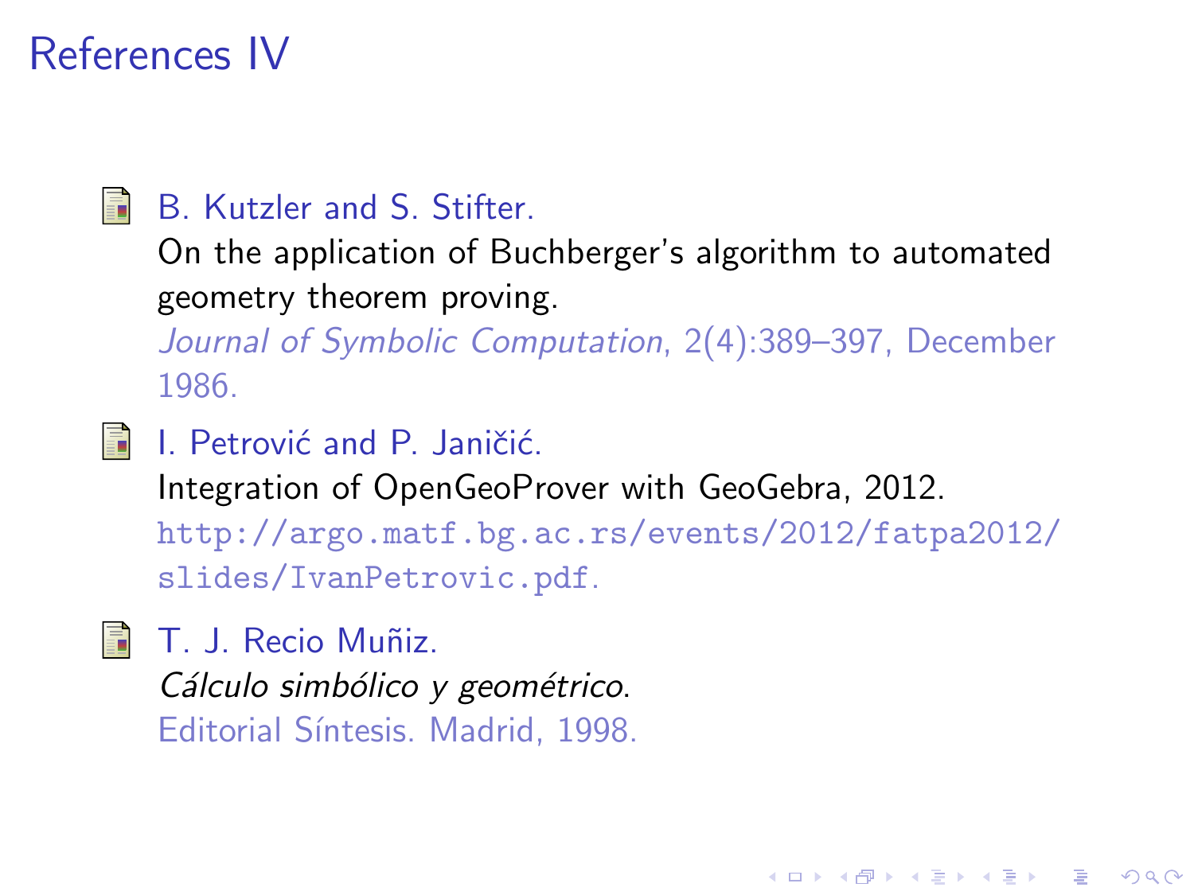# References IV

- B. Kutzler and S. Stifter.
  On the application of Buchberger's algorithm to automated geometry theorem proving.
  *Journal of Symbolic Computation*, 2(4):389–397, December 1986.

- I. Petrović and P. Janičić.
  Integration of OpenGeoProver with GeoGebra, 2012.
  `http://argo.matf.bg.ac.rs/events/2012/fatpa2012/slides/IvanPetrovic.pdf`.

- T. J. Recio Muñiz.
  *Cálculo simbólico y geométrico*.
  Editorial Síntesis. Madrid, 1998.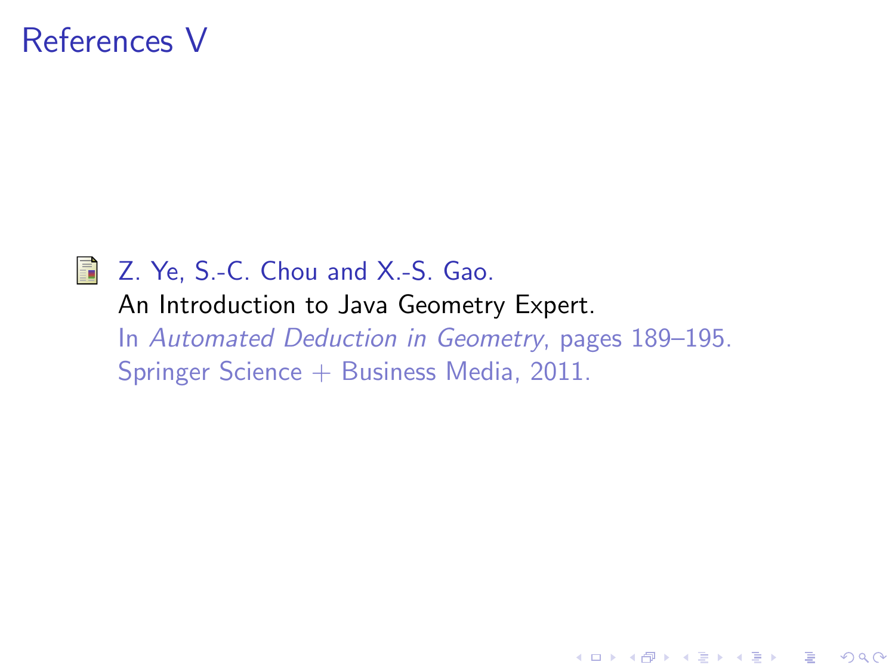# References V

Z. Ye, S.-C. Chou and X.-S. Gao.
An Introduction to Java Geometry Expert.
In *Automated Deduction in Geometry*, pages 189–195.
Springer Science + Business Media, 2011.